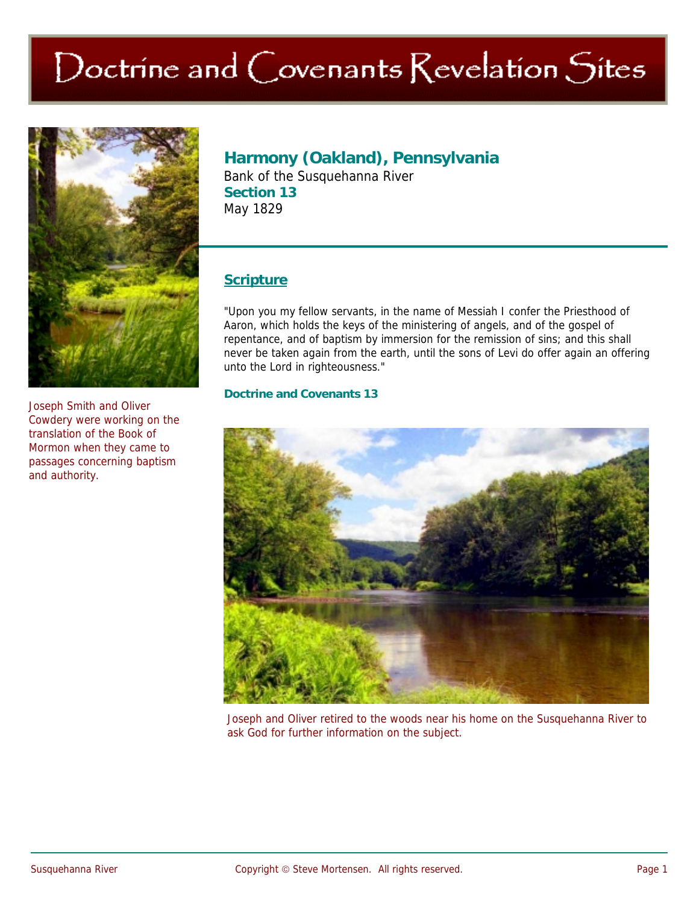# Doctrine and Covenants Revelation Sites

## Harmony (Oakland), Pennsylvania

Bank of the Susquehanna River

**Section 13**

May 1829

Joseph Smith and Oliver Cowdery were working on the translation of the Book of Mormon when they came to passages concerning baptism and authority.

### Scripture

"Upon you my fellow servants, in the name of Messiah I confer the Priesthood of Aaron, which holds the keys of the ministering of angels, and of the gospel of repentance, and of baptism by immersion for the remission of sins; and this shall never be taken again from the earth, until the sons of Levi do offer again an offering unto the Lord in righteousness."

**Doctrine and Covenants 13**

Joseph and Oliver retired to the woods near his home on the Susquehanna River to ask God for further information on the subject.

Copyright © Steve Mortensen. All rights reserved.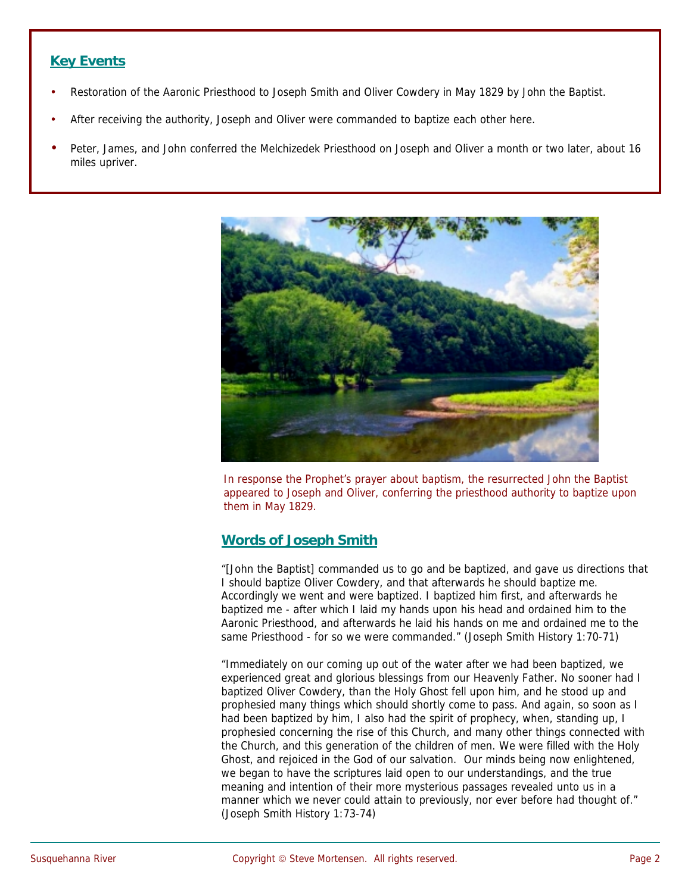## Key Events

- Restoration of the Aaronic Priesthood to Joseph Smith and Oliver Cowdery in May 1829 by John the Baptist.
- After receiving the authority, Joseph and Oliver were commanded to baptize each other here.
- Peter, James, and John conferred the Melchizedek Priesthood on Joseph and Oliver a month or two later, about 16 miles upriver.

In response the Prophet's prayer about baptism, the resurrected John the Baptist appeared to Joseph and Oliver, conferring the priesthood authority to baptize upon them in May 1829.

## Words of Joseph Smith

"[John the Baptist] commanded us to go and be baptized, and gave us directions that I should baptize Oliver Cowdery, and that afterwards he should baptize me. Accordingly we went and were baptized. I baptized him first, and afterwards he baptized me - after which I laid my hands upon his head and ordained him to the Aaronic Priesthood, and afterwards he laid his hands on me and ordained me to the same Priesthood - for so we were commanded." (Joseph Smith History 1:70-71)

"Immediately on our coming up out of the water after we had been baptized, we experienced great and glorious blessings from our Heavenly Father. No sooner had I baptized Oliver Cowdery, than the Holy Ghost fell upon him, and he stood up and prophesied many things which should shortly come to pass. And again, so soon as I had been baptized by him, I also had the spirit of prophecy, when, standing up, I prophesied concerning the rise of this Church, and many other things connected with the Church, and this generation of the children of men. We were filled with the Holy Ghost, and rejoiced in the God of our salvation. Our minds being now enlightened, we began to have the scriptures laid open to our understandings, and the true meaning and intention of their more mysterious passages revealed unto us in a manner which we never could attain to previously, nor ever before had thought of." (Joseph Smith History 1:73-74)